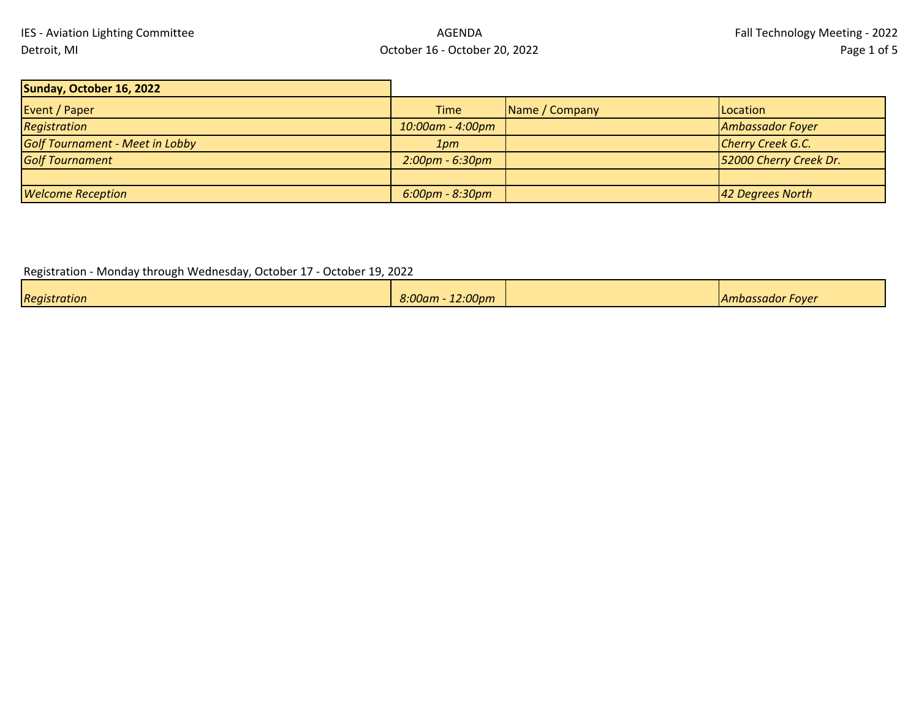IES - Aviation Lighting Committee
Detroit, MI

AGENDA
October 16 - October 20, 2022

Fall Technology Meeting - 2022

**Sunday, October 16, 2022**

| Event / Paper | Time | Name / Company | Location |
|---|---|---|---|
| *Registration* | *10:00am - 4:00pm* | | *Ambassador Foyer* |
| *Golf Tournament - Meet in Lobby* | *1pm* | | *Cherry Creek G.C.* |
| *Golf Tournament* | *2:00pm - 6:30pm* | | *52000 Cherry Creek Dr.* |
| | | | |
| *Welcome Reception* | *6:00pm - 8:30pm* | | *42 Degrees North* |

Registration - Monday through Wednesday, October 17 - October 19, 2022

| | | | |
|---|---|---|---|
| *Registration* | *8:00am - 12:00pm* | | *Ambassador Foyer* |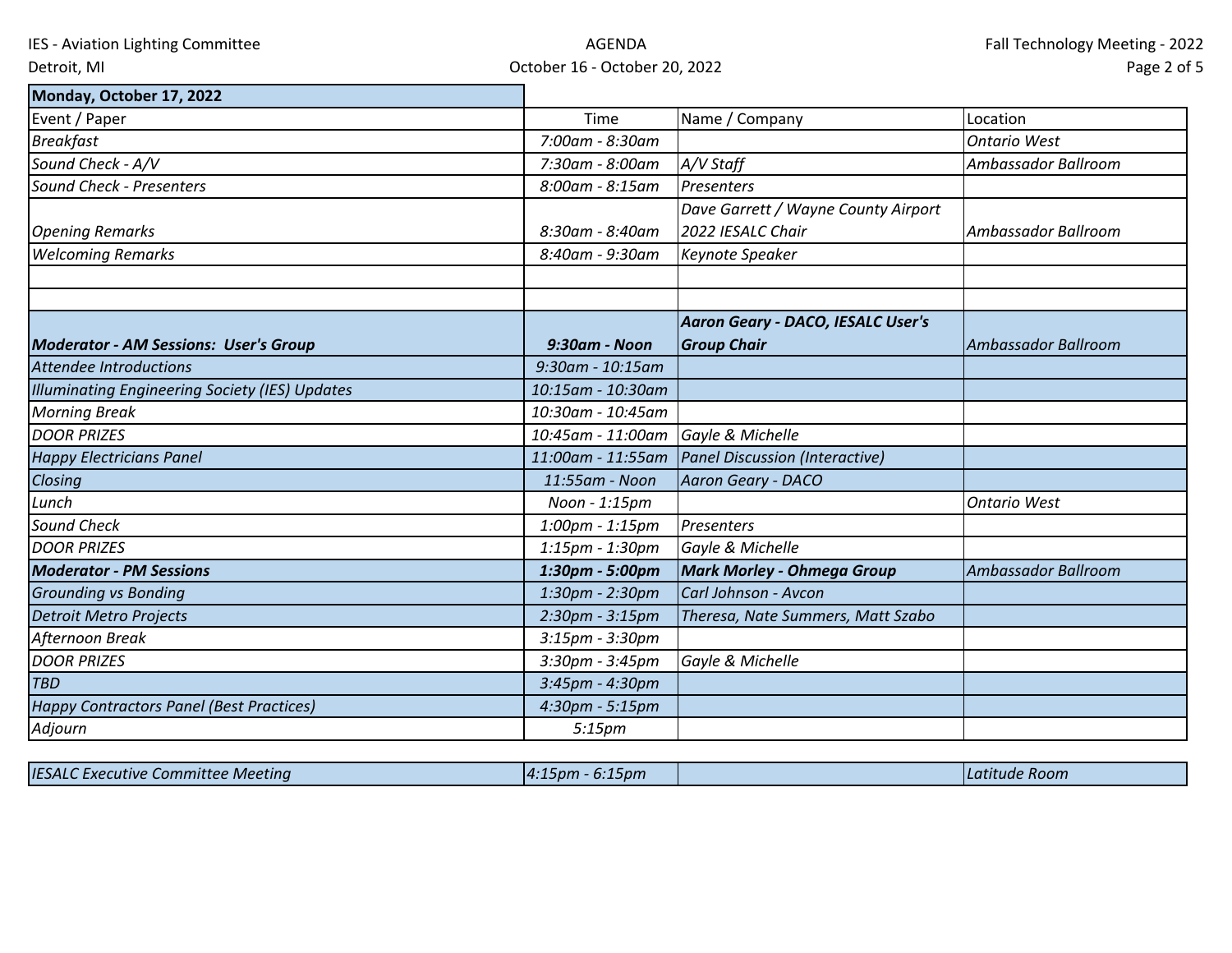**Monday, October 17, 2022**

| Event / Paper | Time | Name / Company | Location |
|---|---|---|---|
| *Breakfast* | *7:00am - 8:30am* | | *Ontario West* |
| *Sound Check - A/V* | *7:30am - 8:00am* | *A/V Staff* | *Ambassador Ballroom* |
| *Sound Check - Presenters* | *8:00am - 8:15am* | *Presenters* | |
| *Opening Remarks* | *8:30am - 8:40am* | *Dave Garrett / Wayne County Airport 2022 IESALC Chair* | *Ambassador Ballroom* |
| *Welcoming Remarks* | *8:40am - 9:30am* | *Keynote Speaker* | |
| | | | |
| | | | |
| ***Moderator - AM Sessions: User's Group*** | ***9:30am - Noon*** | ***Aaron Geary - DACO, IESALC User's Group Chair*** | *Ambassador Ballroom* |
| *Attendee Introductions* | *9:30am - 10:15am* | | |
| *Illuminating Engineering Society (IES) Updates* | *10:15am - 10:30am* | | |
| *Morning Break* | *10:30am - 10:45am* | | |
| *DOOR PRIZES* | *10:45am - 11:00am* | *Gayle & Michelle* | |
| *Happy Electricians Panel* | *11:00am - 11:55am* | *Panel Discussion (Interactive)* | |
| *Closing* | *11:55am - Noon* | *Aaron Geary - DACO* | |
| *Lunch* | *Noon - 1:15pm* | | *Ontario West* |
| *Sound Check* | *1:00pm - 1:15pm* | *Presenters* | |
| *DOOR PRIZES* | *1:15pm - 1:30pm* | *Gayle & Michelle* | |
| ***Moderator - PM Sessions*** | ***1:30pm - 5:00pm*** | ***Mark Morley - Ohmega Group*** | *Ambassador Ballroom* |
| *Grounding vs Bonding* | *1:30pm - 2:30pm* | *Carl Johnson - Avcon* | |
| *Detroit Metro Projects* | *2:30pm - 3:15pm* | *Theresa, Nate Summers, Matt Szabo* | |
| *Afternoon Break* | *3:15pm - 3:30pm* | | |
| *DOOR PRIZES* | *3:30pm - 3:45pm* | *Gayle & Michelle* | |
| *TBD* | *3:45pm - 4:30pm* | | |
| *Happy Contractors Panel (Best Practices)* | *4:30pm - 5:15pm* | | |
| *Adjourn* | *5:15pm* | | |

| | | | |
|---|---|---|---|
| *IESALC Executive Committee Meeting* | *4:15pm - 6:15pm* | | *Latitude Room* |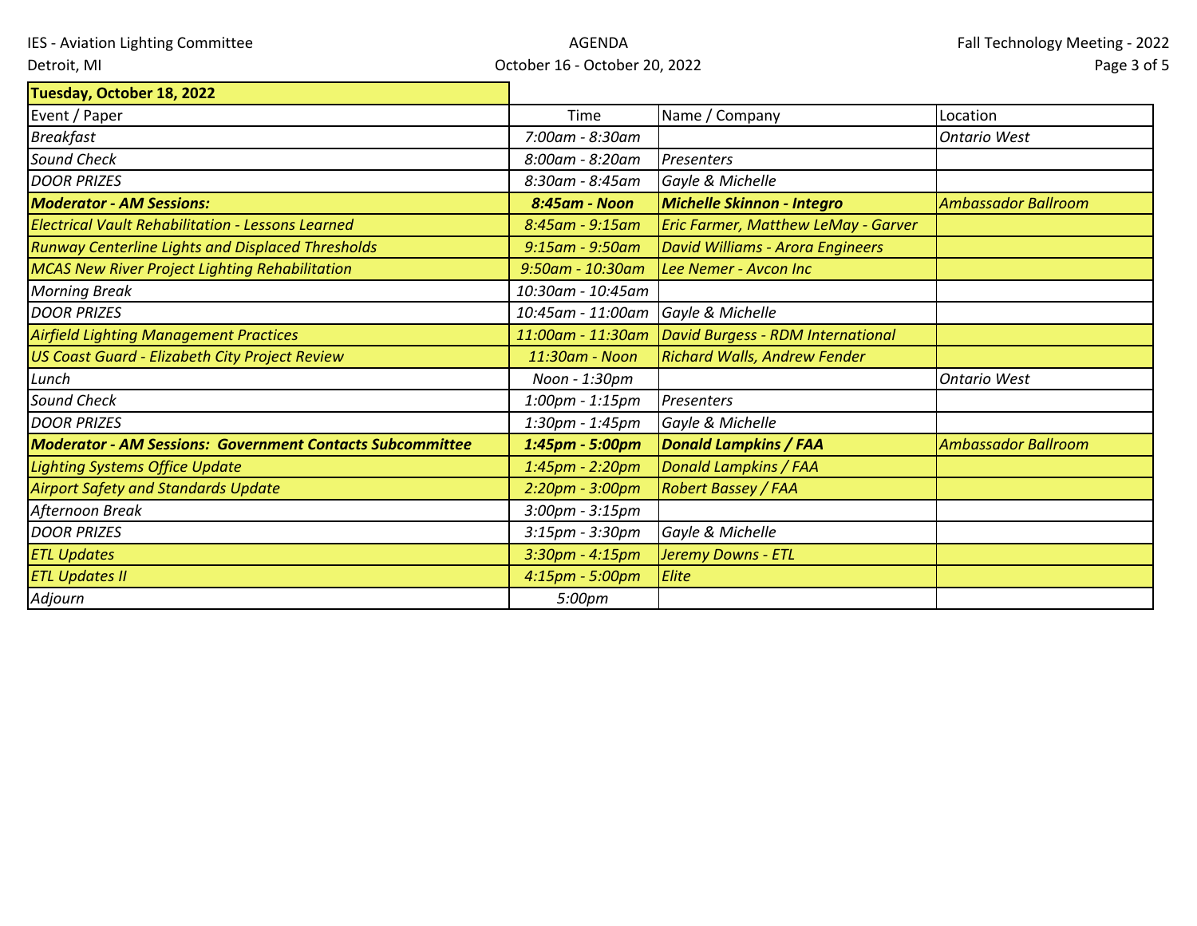**Tuesday, October 18, 2022**

| Event / Paper | Time | Name / Company | Location |
|---|---|---|---|
| *Breakfast* | *7:00am - 8:30am* | | *Ontario West* |
| *Sound Check* | *8:00am - 8:20am* | *Presenters* | |
| *DOOR PRIZES* | *8:30am - 8:45am* | *Gayle & Michelle* | |
| ***Moderator - AM Sessions:*** | ***8:45am - Noon*** | ***Michelle Skinnon - Integro*** | *Ambassador Ballroom* |
| *Electrical Vault Rehabilitation - Lessons Learned* | *8:45am - 9:15am* | *Eric Farmer, Matthew LeMay - Garver* | |
| *Runway Centerline Lights and Displaced Thresholds* | *9:15am - 9:50am* | *David Williams - Arora Engineers* | |
| *MCAS New River Project Lighting Rehabilitation* | *9:50am - 10:30am* | *Lee Nemer - Avcon Inc* | |
| *Morning Break* | *10:30am - 10:45am* | | |
| *DOOR PRIZES* | *10:45am - 11:00am* | *Gayle & Michelle* | |
| *Airfield Lighting Management Practices* | *11:00am - 11:30am* | *David Burgess - RDM International* | |
| *US Coast Guard - Elizabeth City Project Review* | *11:30am - Noon* | *Richard Walls, Andrew Fender* | |
| *Lunch* | *Noon - 1:30pm* | | *Ontario West* |
| *Sound Check* | *1:00pm - 1:15pm* | *Presenters* | |
| *DOOR PRIZES* | *1:30pm - 1:45pm* | *Gayle & Michelle* | |
| ***Moderator - AM Sessions: Government Contacts Subcommittee*** | ***1:45pm - 5:00pm*** | ***Donald Lampkins / FAA*** | *Ambassador Ballroom* |
| *Lighting Systems Office Update* | *1:45pm - 2:20pm* | *Donald Lampkins / FAA* | |
| *Airport Safety and Standards Update* | *2:20pm - 3:00pm* | *Robert Bassey / FAA* | |
| *Afternoon Break* | *3:00pm - 3:15pm* | | |
| *DOOR PRIZES* | *3:15pm - 3:30pm* | *Gayle & Michelle* | |
| *ETL Updates* | *3:30pm - 4:15pm* | *Jeremy Downs - ETL* | |
| *ETL Updates II* | *4:15pm - 5:00pm* | *Elite* | |
| *Adjourn* | *5:00pm* | | |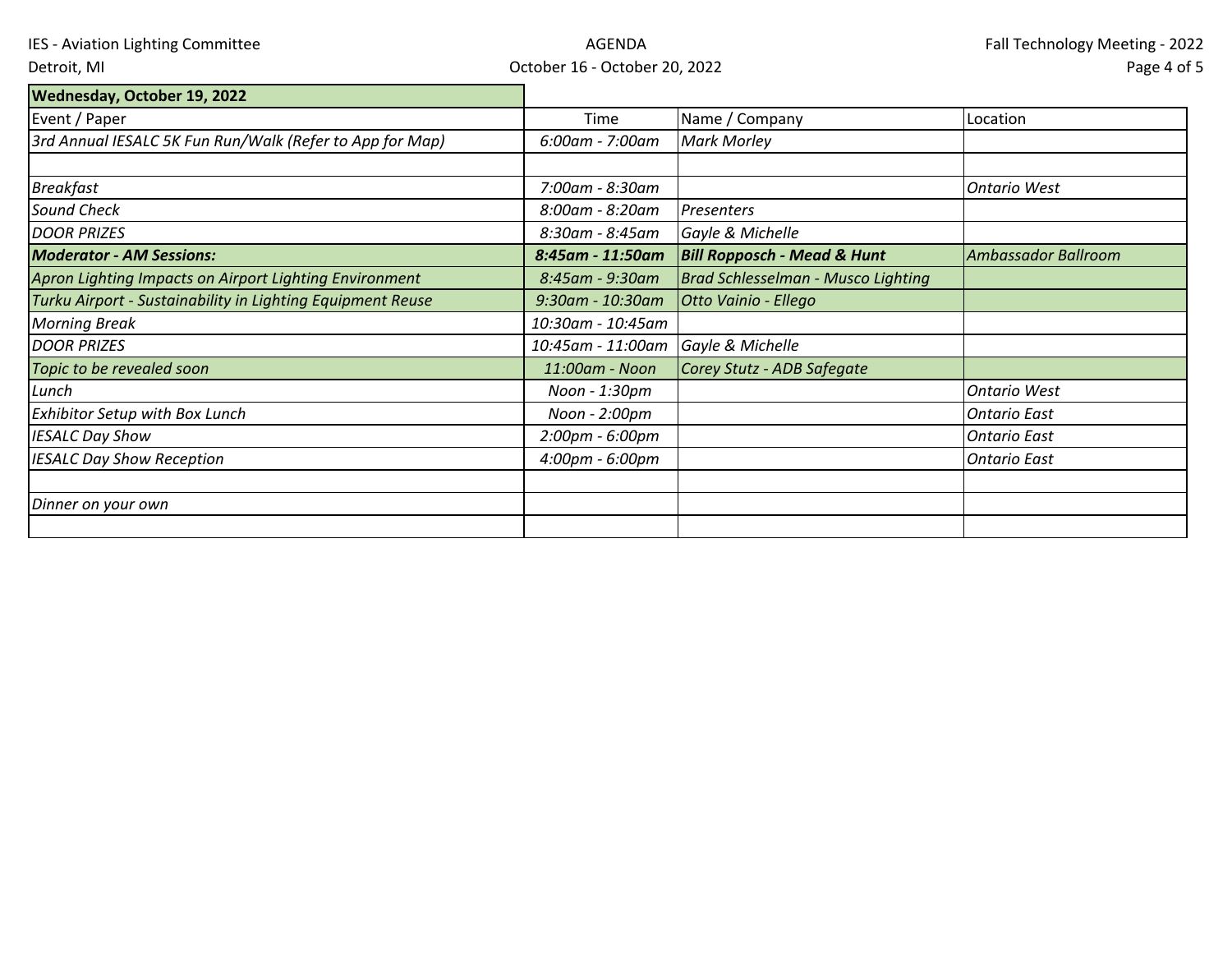| Wednesday, October 19, 2022 | | | |
| --- | --- | --- | --- |
| Event / Paper | Time | Name / Company | Location |
| *3rd Annual IESALC 5K Fun Run/Walk (Refer to App for Map)* | *6:00am - 7:00am* | *Mark Morley* | |
| | | | |
| *Breakfast* | *7:00am - 8:30am* | | *Ontario West* |
| *Sound Check* | *8:00am - 8:20am* | *Presenters* | |
| *DOOR PRIZES* | *8:30am - 8:45am* | *Gayle & Michelle* | |
| ***Moderator - AM Sessions:*** | ***8:45am - 11:50am*** | ***Bill Ropposch - Mead & Hunt*** | *Ambassador Ballroom* |
| *Apron Lighting Impacts on Airport Lighting Environment* | *8:45am - 9:30am* | *Brad Schlesselman - Musco Lighting* | |
| *Turku Airport - Sustainability in Lighting Equipment Reuse* | *9:30am - 10:30am* | *Otto Vainio - Ellego* | |
| *Morning Break* | *10:30am - 10:45am* | | |
| *DOOR PRIZES* | *10:45am - 11:00am* | *Gayle & Michelle* | |
| *Topic to be revealed soon* | *11:00am - Noon* | *Corey Stutz - ADB Safegate* | |
| *Lunch* | *Noon - 1:30pm* | | *Ontario West* |
| *Exhibitor Setup with Box Lunch* | *Noon - 2:00pm* | | *Ontario East* |
| *IESALC Day Show* | *2:00pm - 6:00pm* | | *Ontario East* |
| *IESALC Day Show Reception* | *4:00pm - 6:00pm* | | *Ontario East* |
| | | | |
| *Dinner on your own* | | | |
| | | | |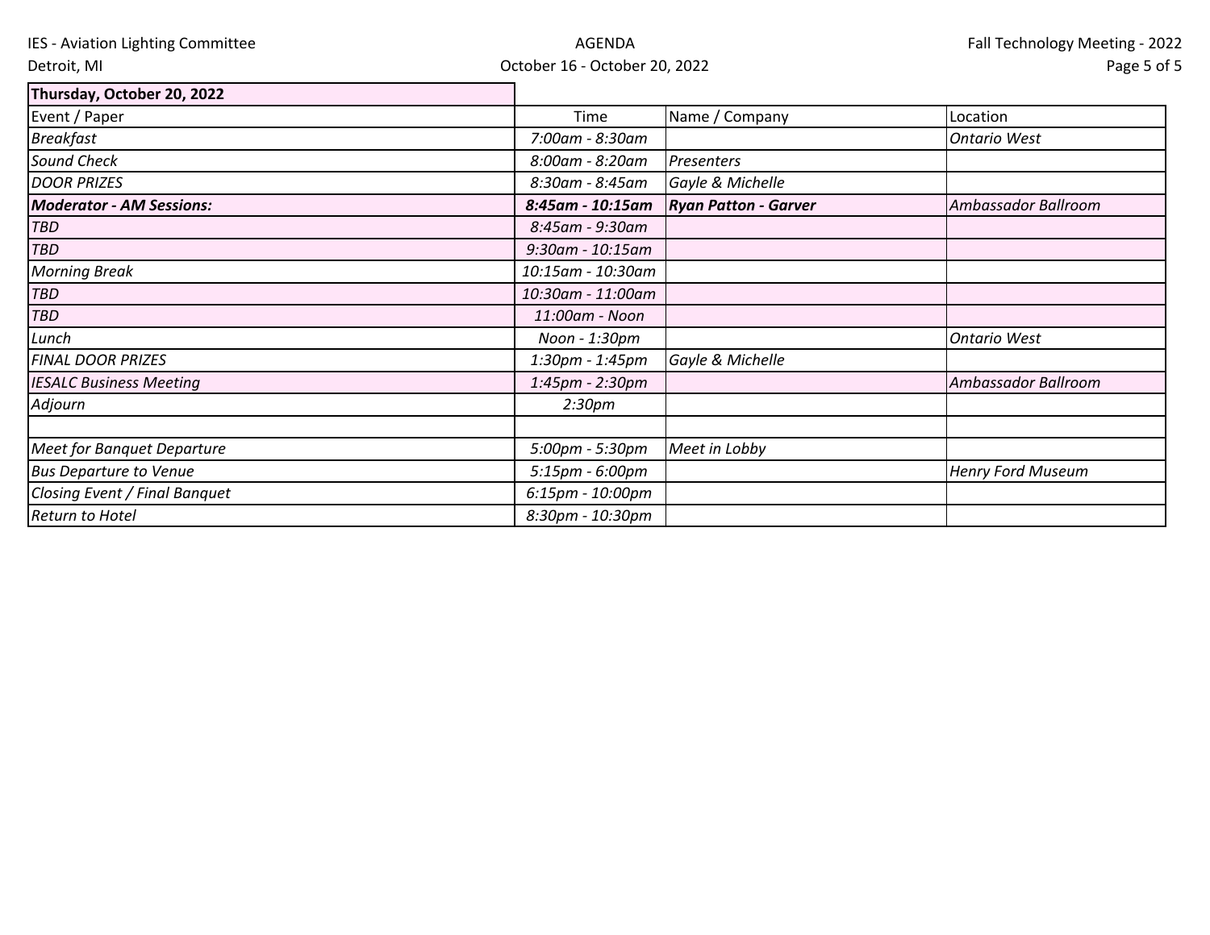| Thursday, October 20, 2022 | | | |
|---|---|---|---|
| Event / Paper | Time | Name / Company | Location |
| *Breakfast* | *7:00am - 8:30am* | | *Ontario West* |
| *Sound Check* | *8:00am - 8:20am* | *Presenters* | |
| *DOOR PRIZES* | *8:30am - 8:45am* | *Gayle & Michelle* | |
| ***Moderator - AM Sessions:*** | ***8:45am - 10:15am*** | ***Ryan Patton - Garver*** | *Ambassador Ballroom* |
| *TBD* | *8:45am - 9:30am* | | |
| *TBD* | *9:30am - 10:15am* | | |
| *Morning Break* | *10:15am - 10:30am* | | |
| *TBD* | *10:30am - 11:00am* | | |
| *TBD* | *11:00am - Noon* | | |
| *Lunch* | *Noon - 1:30pm* | | *Ontario West* |
| *FINAL DOOR PRIZES* | *1:30pm - 1:45pm* | *Gayle & Michelle* | |
| *IESALC Business Meeting* | *1:45pm - 2:30pm* | | *Ambassador Ballroom* |
| *Adjourn* | *2:30pm* | | |
| | | | |
| *Meet for Banquet Departure* | *5:00pm - 5:30pm* | *Meet in Lobby* | |
| *Bus Departure to Venue* | *5:15pm - 6:00pm* | | *Henry Ford Museum* |
| *Closing Event / Final Banquet* | *6:15pm - 10:00pm* | | |
| *Return to Hotel* | *8:30pm - 10:30pm* | | |